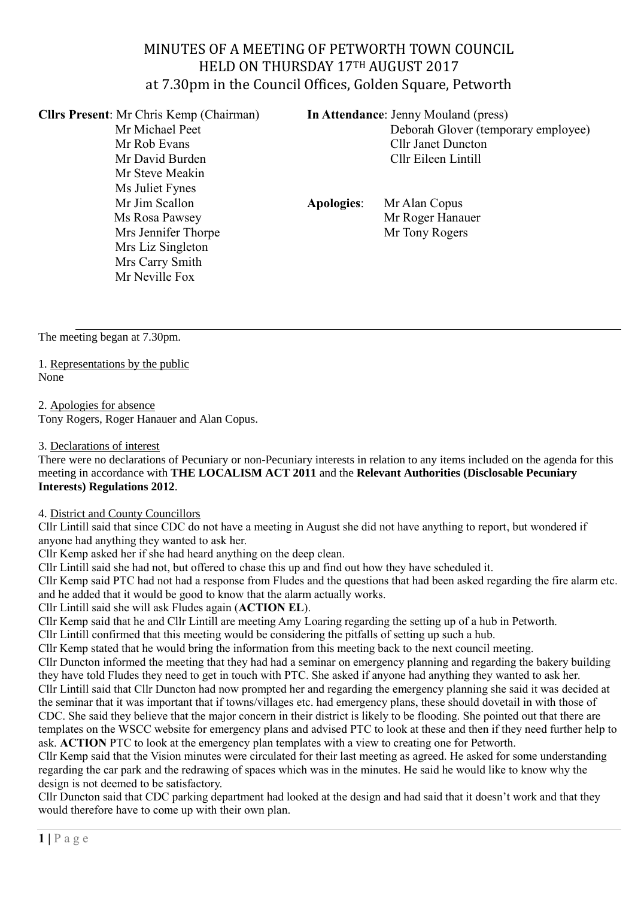# MINUTES OF A MEETING OF PETWORTH TOWN COUNCIL
## HELD ON THURSDAY 17TH AUGUST 2017
### at 7.30pm in the Council Offices, Golden Square, Petworth

**Cllrs Present**: Mr Chris Kemp (Chairman)
Mr Michael Peet
Mr Rob Evans
Mr David Burden
Mr Steve Meakin
Ms Juliet Fynes
Mr Jim Scallon
Ms Rosa Pawsey
Mrs Jennifer Thorpe
Mrs Liz Singleton
Mrs Carry Smith
Mr Neville Fox

**In Attendance**: Jenny Mouland (press)
Deborah Glover (temporary employee)
Cllr Janet Duncton
Cllr Eileen Lintill

**Apologies**: Mr Alan Copus
Mr Roger Hanauer
Mr Tony Rogers

---

The meeting began at 7.30pm.

1. Representations by the public
None

2. Apologies for absence
Tony Rogers, Roger Hanauer and Alan Copus.

3. Declarations of interest
There were no declarations of Pecuniary or non-Pecuniary interests in relation to any items included on the agenda for this meeting in accordance with **THE LOCALISM ACT 2011** and the **Relevant Authorities (Disclosable Pecuniary Interests) Regulations 2012**.

4. District and County Councillors
Cllr Lintill said that since CDC do not have a meeting in August she did not have anything to report, but wondered if anyone had anything they wanted to ask her.
Cllr Kemp asked her if she had heard anything on the deep clean.
Cllr Lintill said she had not, but offered to chase this up and find out how they have scheduled it.
Cllr Kemp said PTC had not had a response from Fludes and the questions that had been asked regarding the fire alarm etc. and he added that it would be good to know that the alarm actually works.
Cllr Lintill said she will ask Fludes again (**ACTION EL**).
Cllr Kemp said that he and Cllr Lintill are meeting Amy Loaring regarding the setting up of a hub in Petworth.
Cllr Lintill confirmed that this meeting would be considering the pitfalls of setting up such a hub.
Cllr Kemp stated that he would bring the information from this meeting back to the next council meeting.
Cllr Duncton informed the meeting that they had had a seminar on emergency planning and regarding the bakery building they have told Fludes they need to get in touch with PTC. She asked if anyone had anything they wanted to ask her.
Cllr Lintill said that Cllr Duncton had now prompted her and regarding the emergency planning she said it was decided at the seminar that it was important that if towns/villages etc. had emergency plans, these should dovetail in with those of CDC. She said they believe that the major concern in their district is likely to be flooding. She pointed out that there are templates on the WSCC website for emergency plans and advised PTC to look at these and then if they need further help to ask. **ACTION** PTC to look at the emergency plan templates with a view to creating one for Petworth.
Cllr Kemp said that the Vision minutes were circulated for their last meeting as agreed. He asked for some understanding regarding the car park and the redrawing of spaces which was in the minutes. He said he would like to know why the design is not deemed to be satisfactory.
Cllr Duncton said that CDC parking department had looked at the design and had said that it doesn't work and that they would therefore have to come up with their own plan.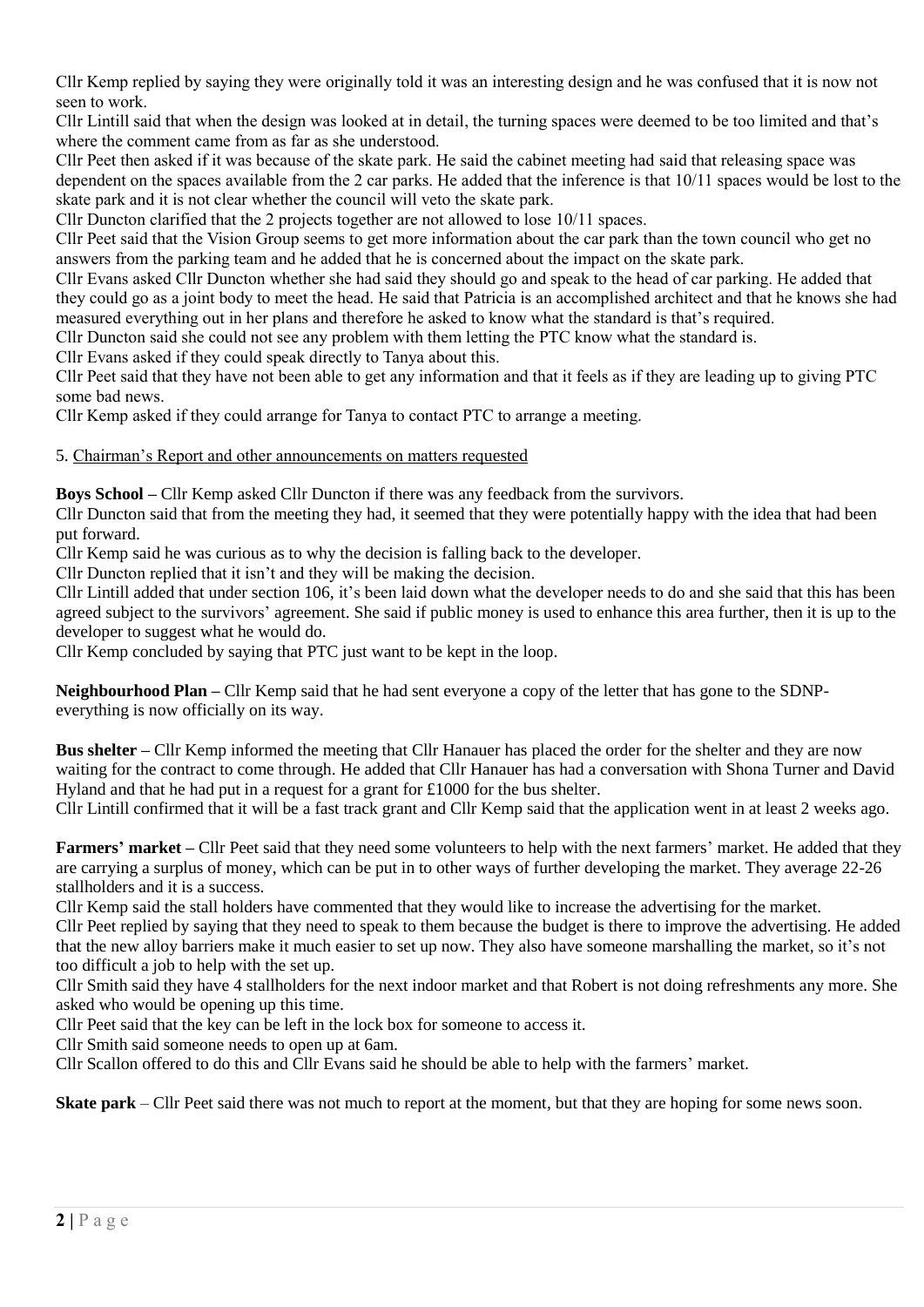Cllr Kemp replied by saying they were originally told it was an interesting design and he was confused that it is now not seen to work.

Cllr Lintill said that when the design was looked at in detail, the turning spaces were deemed to be too limited and that's where the comment came from as far as she understood.

Cllr Peet then asked if it was because of the skate park. He said the cabinet meeting had said that releasing space was dependent on the spaces available from the 2 car parks. He added that the inference is that 10/11 spaces would be lost to the skate park and it is not clear whether the council will veto the skate park.

Cllr Duncton clarified that the 2 projects together are not allowed to lose 10/11 spaces.

Cllr Peet said that the Vision Group seems to get more information about the car park than the town council who get no answers from the parking team and he added that he is concerned about the impact on the skate park.

Cllr Evans asked Cllr Duncton whether she had said they should go and speak to the head of car parking. He added that they could go as a joint body to meet the head. He said that Patricia is an accomplished architect and that he knows she had measured everything out in her plans and therefore he asked to know what the standard is that's required.

Cllr Duncton said she could not see any problem with them letting the PTC know what the standard is.

Cllr Evans asked if they could speak directly to Tanya about this.

Cllr Peet said that they have not been able to get any information and that it feels as if they are leading up to giving PTC some bad news.

Cllr Kemp asked if they could arrange for Tanya to contact PTC to arrange a meeting.

5. Chairman's Report and other announcements on matters requested

**Boys School –** Cllr Kemp asked Cllr Duncton if there was any feedback from the survivors.

Cllr Duncton said that from the meeting they had, it seemed that they were potentially happy with the idea that had been put forward.

Cllr Kemp said he was curious as to why the decision is falling back to the developer.

Cllr Duncton replied that it isn't and they will be making the decision.

Cllr Lintill added that under section 106, it's been laid down what the developer needs to do and she said that this has been agreed subject to the survivors' agreement. She said if public money is used to enhance this area further, then it is up to the developer to suggest what he would do.

Cllr Kemp concluded by saying that PTC just want to be kept in the loop.

**Neighbourhood Plan –** Cllr Kemp said that he had sent everyone a copy of the letter that has gone to the SDNP- everything is now officially on its way.

**Bus shelter –** Cllr Kemp informed the meeting that Cllr Hanauer has placed the order for the shelter and they are now waiting for the contract to come through. He added that Cllr Hanauer has had a conversation with Shona Turner and David Hyland and that he had put in a request for a grant for £1000 for the bus shelter.

Cllr Lintill confirmed that it will be a fast track grant and Cllr Kemp said that the application went in at least 2 weeks ago.

**Farmers' market –** Cllr Peet said that they need some volunteers to help with the next farmers' market. He added that they are carrying a surplus of money, which can be put in to other ways of further developing the market. They average 22-26 stallholders and it is a success.

Cllr Kemp said the stall holders have commented that they would like to increase the advertising for the market.

Cllr Peet replied by saying that they need to speak to them because the budget is there to improve the advertising. He added that the new alloy barriers make it much easier to set up now. They also have someone marshalling the market, so it's not too difficult a job to help with the set up.

Cllr Smith said they have 4 stallholders for the next indoor market and that Robert is not doing refreshments any more. She asked who would be opening up this time.

Cllr Peet said that the key can be left in the lock box for someone to access it.

Cllr Smith said someone needs to open up at 6am.

Cllr Scallon offered to do this and Cllr Evans said he should be able to help with the farmers' market.

**Skate park** – Cllr Peet said there was not much to report at the moment, but that they are hoping for some news soon.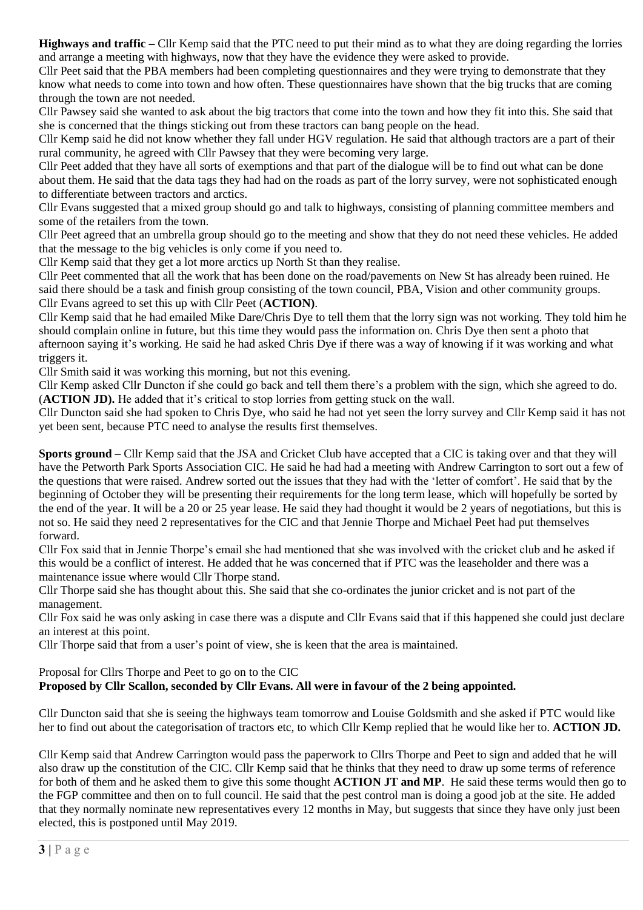**Highways and traffic –** Cllr Kemp said that the PTC need to put their mind as to what they are doing regarding the lorries and arrange a meeting with highways, now that they have the evidence they were asked to provide.

Cllr Peet said that the PBA members had been completing questionnaires and they were trying to demonstrate that they know what needs to come into town and how often. These questionnaires have shown that the big trucks that are coming through the town are not needed.

Cllr Pawsey said she wanted to ask about the big tractors that come into the town and how they fit into this. She said that she is concerned that the things sticking out from these tractors can bang people on the head.

Cllr Kemp said he did not know whether they fall under HGV regulation. He said that although tractors are a part of their rural community, he agreed with Cllr Pawsey that they were becoming very large.

Cllr Peet added that they have all sorts of exemptions and that part of the dialogue will be to find out what can be done about them. He said that the data tags they had had on the roads as part of the lorry survey, were not sophisticated enough to differentiate between tractors and arctics.

Cllr Evans suggested that a mixed group should go and talk to highways, consisting of planning committee members and some of the retailers from the town.

Cllr Peet agreed that an umbrella group should go to the meeting and show that they do not need these vehicles. He added that the message to the big vehicles is only come if you need to.

Cllr Kemp said that they get a lot more arctics up North St than they realise.

Cllr Peet commented that all the work that has been done on the road/pavements on New St has already been ruined. He said there should be a task and finish group consisting of the town council, PBA, Vision and other community groups. Cllr Evans agreed to set this up with Cllr Peet (**ACTION)**.

Cllr Kemp said that he had emailed Mike Dare/Chris Dye to tell them that the lorry sign was not working. They told him he should complain online in future, but this time they would pass the information on. Chris Dye then sent a photo that afternoon saying it's working. He said he had asked Chris Dye if there was a way of knowing if it was working and what triggers it.

Cllr Smith said it was working this morning, but not this evening.

Cllr Kemp asked Cllr Duncton if she could go back and tell them there's a problem with the sign, which she agreed to do. (**ACTION JD).** He added that it's critical to stop lorries from getting stuck on the wall.

Cllr Duncton said she had spoken to Chris Dye, who said he had not yet seen the lorry survey and Cllr Kemp said it has not yet been sent, because PTC need to analyse the results first themselves.

**Sports ground –** Cllr Kemp said that the JSA and Cricket Club have accepted that a CIC is taking over and that they will have the Petworth Park Sports Association CIC. He said he had had a meeting with Andrew Carrington to sort out a few of the questions that were raised. Andrew sorted out the issues that they had with the 'letter of comfort'. He said that by the beginning of October they will be presenting their requirements for the long term lease, which will hopefully be sorted by the end of the year. It will be a 20 or 25 year lease. He said they had thought it would be 2 years of negotiations, but this is not so. He said they need 2 representatives for the CIC and that Jennie Thorpe and Michael Peet had put themselves forward.

Cllr Fox said that in Jennie Thorpe's email she had mentioned that she was involved with the cricket club and he asked if this would be a conflict of interest. He added that he was concerned that if PTC was the leaseholder and there was a maintenance issue where would Cllr Thorpe stand.

Cllr Thorpe said she has thought about this. She said that she co-ordinates the junior cricket and is not part of the management.

Cllr Fox said he was only asking in case there was a dispute and Cllr Evans said that if this happened she could just declare an interest at this point.

Cllr Thorpe said that from a user's point of view, she is keen that the area is maintained.

Proposal for Cllrs Thorpe and Peet to go on to the CIC
**Proposed by Cllr Scallon, seconded by Cllr Evans. All were in favour of the 2 being appointed.**

Cllr Duncton said that she is seeing the highways team tomorrow and Louise Goldsmith and she asked if PTC would like her to find out about the categorisation of tractors etc, to which Cllr Kemp replied that he would like her to. **ACTION JD.**

Cllr Kemp said that Andrew Carrington would pass the paperwork to Cllrs Thorpe and Peet to sign and added that he will also draw up the constitution of the CIC. Cllr Kemp said that he thinks that they need to draw up some terms of reference for both of them and he asked them to give this some thought **ACTION JT and MP**. He said these terms would then go to the FGP committee and then on to full council. He said that the pest control man is doing a good job at the site. He added that they normally nominate new representatives every 12 months in May, but suggests that since they have only just been elected, this is postponed until May 2019.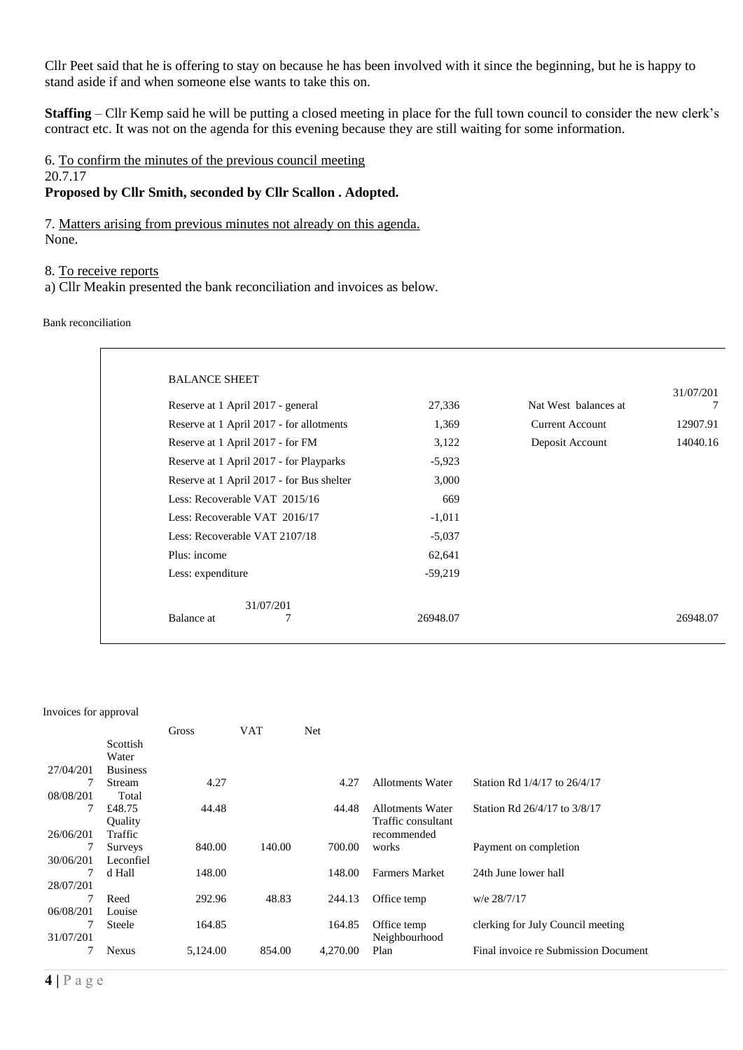Cllr Peet said that he is offering to stay on because he has been involved with it since the beginning, but he is happy to stand aside if and when someone else wants to take this on.

**Staffing** – Cllr Kemp said he will be putting a closed meeting in place for the full town council to consider the new clerk's contract etc. It was not on the agenda for this evening because they are still waiting for some information.

6. To confirm the minutes of the previous council meeting
20.7.17
**Proposed by Cllr Smith, seconded by Cllr Scallon . Adopted.**

7. Matters arising from previous minutes not already on this agenda.
None.

8. To receive reports
a) Cllr Meakin presented the bank reconciliation and invoices as below.

Bank reconciliation

| BALANCE SHEET | | | |
|---|---|---|---|
| Reserve at 1 April 2017 - general | 27,336 | Nat West balances at | 31/07/2017 |
| Reserve at 1 April 2017 - for allotments | 1,369 | Current Account | 12907.91 |
| Reserve at 1 April 2017 - for FM | 3,122 | Deposit Account | 14040.16 |
| Reserve at 1 April 2017 - for Playparks | -5,923 | | |
| Reserve at 1 April 2017 - for Bus shelter | 3,000 | | |
| Less: Recoverable VAT 2015/16 | 669 | | |
| Less: Recoverable VAT 2016/17 | -1,011 | | |
| Less: Recoverable VAT 2107/18 | -5,037 | | |
| Plus: income | 62,641 | | |
| Less: expenditure | -59,219 | | |
| Balance at 31/07/2017 | 26948.07 | | 26948.07 |

Invoices for approval

| | | Gross | VAT | Net | | |
|---|---|---|---|---|---|---|
| 27/04/2017 | Scottish Water Business Stream | 4.27 | | 4.27 | Allotments Water | Station Rd 1/4/17 to 26/4/17 |
| 08/08/2017 | Total £48.75 | 44.48 | | 44.48 | Allotments Water | Station Rd 26/4/17 to 3/8/17 |
| 26/06/2017 | Quality Traffic Surveys | 840.00 | 140.00 | 700.00 | Traffic consultant recommended works | Payment on completion |
| 30/06/2017 | Leconfield Hall | 148.00 | | 148.00 | Farmers Market | 24th June lower hall |
| 28/07/2017 | Reed | 292.96 | 48.83 | 244.13 | Office temp | w/e 28/7/17 |
| 06/08/2017 | Louise Steele | 164.85 | | 164.85 | Office temp | clerking for July Council meeting |
| 31/07/2017 | Nexus | 5,124.00 | 854.00 | 4,270.00 | Neighbourhood Plan | Final invoice re Submission Document |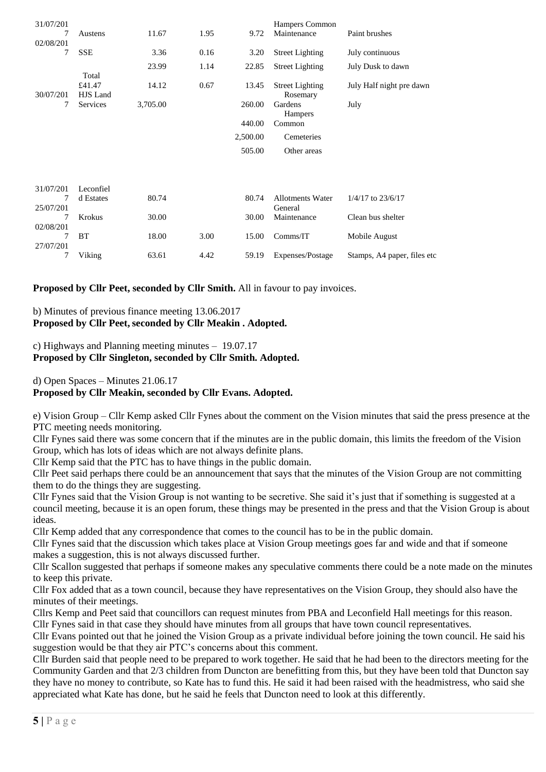| Date | Supplier | Gross | VAT | Net | Budget | Description |
|---|---|---|---|---|---|---|
| 31/07/2017 | Austens | 11.67 | 1.95 | 9.72 | Hampers Common Maintenance | Paint brushes |
| 02/08/2017 | SSE | 3.36 | 0.16 | 3.20 | Street Lighting | July continuous |
| | | 23.99 | 1.14 | 22.85 | Street Lighting | July Dusk to dawn |
| | Total £41.47 | 14.12 | 0.67 | 13.45 | Street Lighting | July Half night pre dawn |
| 30/07/2017 | HJS Land Services | 3,705.00 | | 260.00 | Rosemary Gardens | July |
| | | | | 440.00 | Hampers Common | |
| | | | | 2,500.00 | Cemeteries | |
| | | | | 505.00 | Other areas | |
| 31/07/2017 | Leconfield Estates | 80.74 | | 80.74 | Allotments Water | 1/4/17 to 23/6/17 |
| 25/07/2017 | Krokus | 30.00 | | 30.00 | General Maintenance | Clean bus shelter |
| 02/08/2017 | BT | 18.00 | 3.00 | 15.00 | Comms/IT | Mobile August |
| 27/07/2017 | Viking | 63.61 | 4.42 | 59.19 | Expenses/Postage | Stamps, A4 paper, files etc |

**Proposed by Cllr Peet, seconded by Cllr Smith.** All in favour to pay invoices.

b) Minutes of previous finance meeting 13.06.2017
**Proposed by Cllr Peet, seconded by Cllr Meakin . Adopted.**

c) Highways and Planning meeting minutes – 19.07.17
**Proposed by Cllr Singleton, seconded by Cllr Smith. Adopted.**

d) Open Spaces – Minutes 21.06.17
**Proposed by Cllr Meakin, seconded by Cllr Evans. Adopted.**

e) Vision Group – Cllr Kemp asked Cllr Fynes about the comment on the Vision minutes that said the press presence at the PTC meeting needs monitoring.

Cllr Fynes said there was some concern that if the minutes are in the public domain, this limits the freedom of the Vision Group, which has lots of ideas which are not always definite plans.

Cllr Kemp said that the PTC has to have things in the public domain.

Cllr Peet said perhaps there could be an announcement that says that the minutes of the Vision Group are not committing them to do the things they are suggesting.

Cllr Fynes said that the Vision Group is not wanting to be secretive. She said it's just that if something is suggested at a council meeting, because it is an open forum, these things may be presented in the press and that the Vision Group is about ideas.

Cllr Kemp added that any correspondence that comes to the council has to be in the public domain.

Cllr Fynes said that the discussion which takes place at Vision Group meetings goes far and wide and that if someone makes a suggestion, this is not always discussed further.

Cllr Scallon suggested that perhaps if someone makes any speculative comments there could be a note made on the minutes to keep this private.

Cllr Fox added that as a town council, because they have representatives on the Vision Group, they should also have the minutes of their meetings.

Cllrs Kemp and Peet said that councillors can request minutes from PBA and Leconfield Hall meetings for this reason.

Cllr Fynes said in that case they should have minutes from all groups that have town council representatives.

Cllr Evans pointed out that he joined the Vision Group as a private individual before joining the town council. He said his suggestion would be that they air PTC's concerns about this comment.

Cllr Burden said that people need to be prepared to work together. He said that he had been to the directors meeting for the Community Garden and that 2/3 children from Duncton are benefitting from this, but they have been told that Duncton say they have no money to contribute, so Kate has to fund this. He said it had been raised with the headmistress, who said she appreciated what Kate has done, but he said he feels that Duncton need to look at this differently.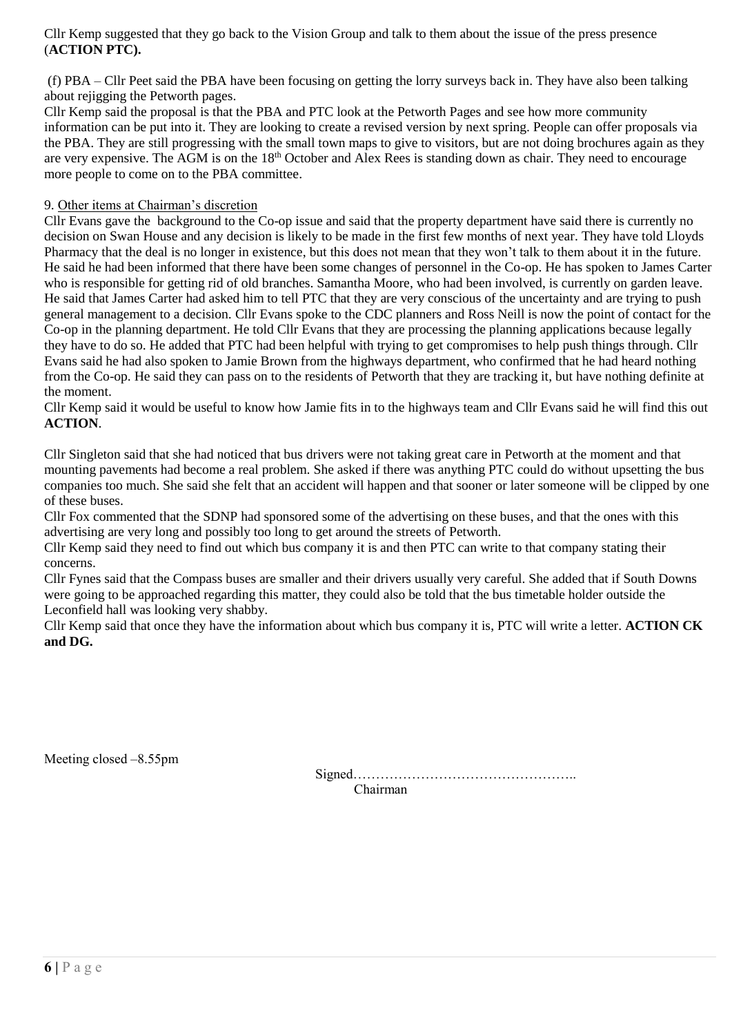Cllr Kemp suggested that they go back to the Vision Group and talk to them about the issue of the press presence (**ACTION PTC).**

(f) PBA – Cllr Peet said the PBA have been focusing on getting the lorry surveys back in. They have also been talking about rejigging the Petworth pages.

Cllr Kemp said the proposal is that the PBA and PTC look at the Petworth Pages and see how more community information can be put into it. They are looking to create a revised version by next spring. People can offer proposals via the PBA. They are still progressing with the small town maps to give to visitors, but are not doing brochures again as they are very expensive. The AGM is on the 18th October and Alex Rees is standing down as chair. They need to encourage more people to come on to the PBA committee.

9. Other items at Chairman's discretion

Cllr Evans gave the background to the Co-op issue and said that the property department have said there is currently no decision on Swan House and any decision is likely to be made in the first few months of next year. They have told Lloyds Pharmacy that the deal is no longer in existence, but this does not mean that they won't talk to them about it in the future. He said he had been informed that there have been some changes of personnel in the Co-op. He has spoken to James Carter who is responsible for getting rid of old branches. Samantha Moore, who had been involved, is currently on garden leave. He said that James Carter had asked him to tell PTC that they are very conscious of the uncertainty and are trying to push general management to a decision. Cllr Evans spoke to the CDC planners and Ross Neill is now the point of contact for the Co-op in the planning department. He told Cllr Evans that they are processing the planning applications because legally they have to do so. He added that PTC had been helpful with trying to get compromises to help push things through. Cllr Evans said he had also spoken to Jamie Brown from the highways department, who confirmed that he had heard nothing from the Co-op. He said they can pass on to the residents of Petworth that they are tracking it, but have nothing definite at the moment.

Cllr Kemp said it would be useful to know how Jamie fits in to the highways team and Cllr Evans said he will find this out **ACTION**.

Cllr Singleton said that she had noticed that bus drivers were not taking great care in Petworth at the moment and that mounting pavements had become a real problem. She asked if there was anything PTC could do without upsetting the bus companies too much. She said she felt that an accident will happen and that sooner or later someone will be clipped by one of these buses.

Cllr Fox commented that the SDNP had sponsored some of the advertising on these buses, and that the ones with this advertising are very long and possibly too long to get around the streets of Petworth.

Cllr Kemp said they need to find out which bus company it is and then PTC can write to that company stating their concerns.

Cllr Fynes said that the Compass buses are smaller and their drivers usually very careful. She added that if South Downs were going to be approached regarding this matter, they could also be told that the bus timetable holder outside the Leconfield hall was looking very shabby.

Cllr Kemp said that once they have the information about which bus company it is, PTC will write a letter. **ACTION CK and DG.**

Meeting closed –8.55pm

Signed…………………………………………..

Chairman